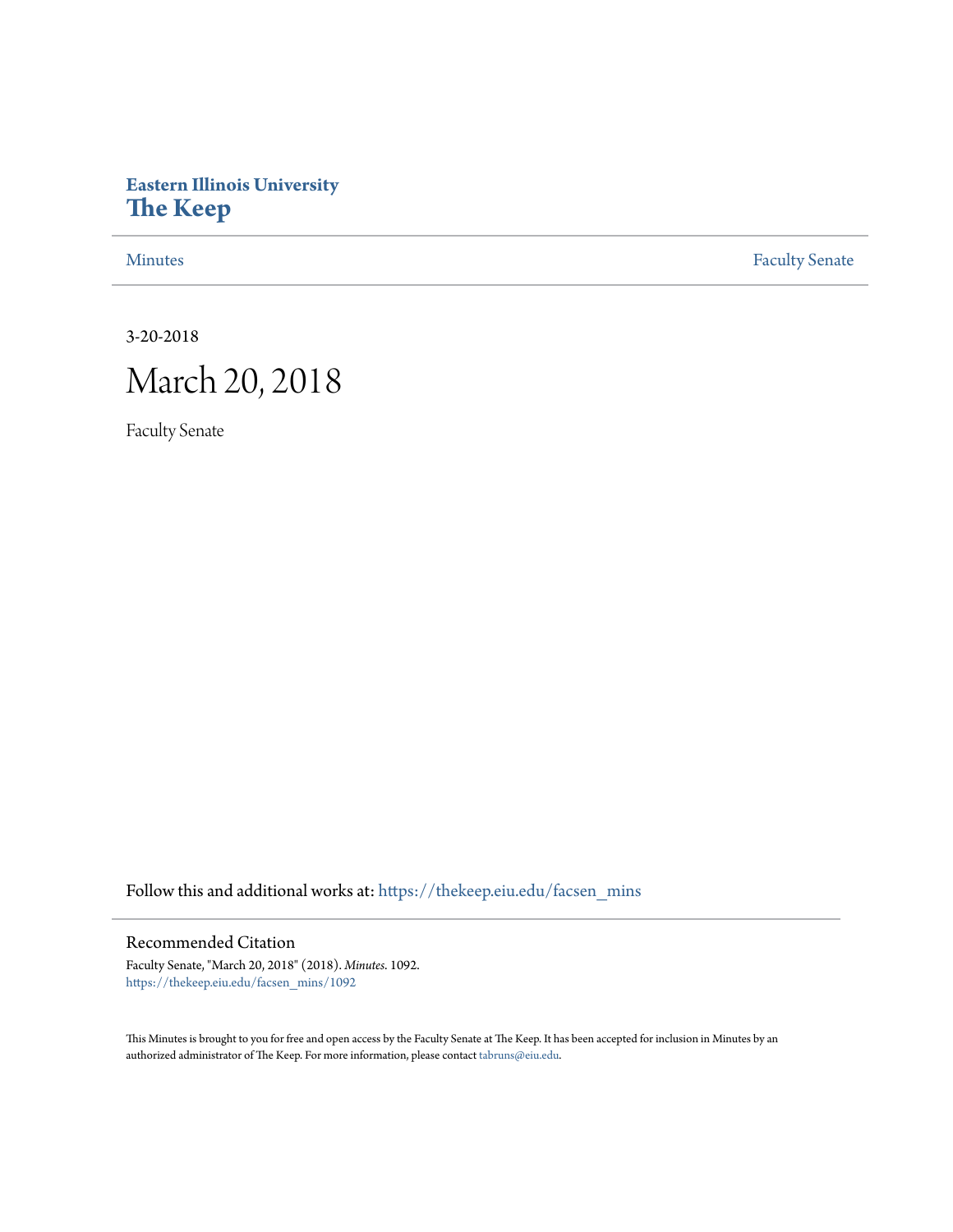**Eastern Illinois University**
**The Keep**

Minutes | Faculty Senate

3-20-2018

# March 20, 2018

Faculty Senate

Follow this and additional works at: https://thekeep.eiu.edu/facsen_mins

## Recommended Citation

Faculty Senate, "March 20, 2018" (2018). *Minutes*. 1092.
https://thekeep.eiu.edu/facsen_mins/1092

This Minutes is brought to you for free and open access by the Faculty Senate at The Keep. It has been accepted for inclusion in Minutes by an authorized administrator of The Keep. For more information, please contact tabruns@eiu.edu.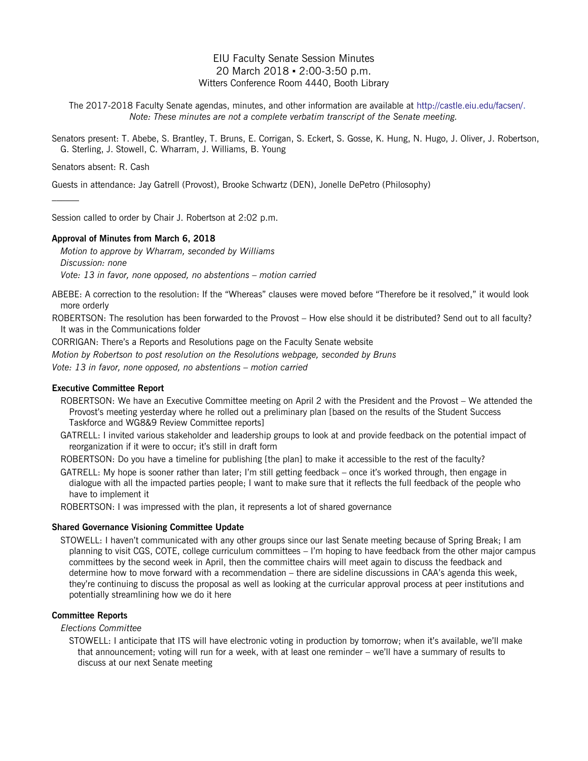# EIU Faculty Senate Session Minutes
20 March 2018 ▪ 2:00-3:50 p.m.
Witters Conference Room 4440, Booth Library

The 2017-2018 Faculty Senate agendas, minutes, and other information are available at http://castle.eiu.edu/facsen/.
*Note: These minutes are not a complete verbatim transcript of the Senate meeting.*

Senators present: T. Abebe, S. Brantley, T. Bruns, E. Corrigan, S. Eckert, S. Gosse, K. Hung, N. Hugo, J. Oliver, J. Robertson, G. Sterling, J. Stowell, C. Wharram, J. Williams, B. Young

Senators absent: R. Cash

Guests in attendance: Jay Gatrell (Provost), Brooke Schwartz (DEN), Jonelle DePetro (Philosophy)

---

Session called to order by Chair J. Robertson at 2:02 p.m.

**Approval of Minutes from March 6, 2018**

*Motion to approve by Wharram, seconded by Williams*
*Discussion: none*
*Vote: 13 in favor, none opposed, no abstentions – motion carried*

ABEBE: A correction to the resolution: If the "Whereas" clauses were moved before "Therefore be it resolved," it would look more orderly

ROBERTSON: The resolution has been forwarded to the Provost – How else should it be distributed? Send out to all faculty? It was in the Communications folder

CORRIGAN: There's a Reports and Resolutions page on the Faculty Senate website

*Motion by Robertson to post resolution on the Resolutions webpage, seconded by Bruns*
*Vote: 13 in favor, none opposed, no abstentions – motion carried*

**Executive Committee Report**

ROBERTSON: We have an Executive Committee meeting on April 2 with the President and the Provost – We attended the Provost's meeting yesterday where he rolled out a preliminary plan [based on the results of the Student Success Taskforce and WG8&9 Review Committee reports]

GATRELL: I invited various stakeholder and leadership groups to look at and provide feedback on the potential impact of reorganization if it were to occur; it's still in draft form

ROBERTSON: Do you have a timeline for publishing [the plan] to make it accessible to the rest of the faculty?

GATRELL: My hope is sooner rather than later; I'm still getting feedback – once it's worked through, then engage in dialogue with all the impacted parties people; I want to make sure that it reflects the full feedback of the people who have to implement it

ROBERTSON: I was impressed with the plan, it represents a lot of shared governance

**Shared Governance Visioning Committee Update**

STOWELL: I haven't communicated with any other groups since our last Senate meeting because of Spring Break; I am planning to visit CGS, COTE, college curriculum committees – I'm hoping to have feedback from the other major campus committees by the second week in April, then the committee chairs will meet again to discuss the feedback and determine how to move forward with a recommendation – there are sideline discussions in CAA's agenda this week, they're continuing to discuss the proposal as well as looking at the curricular approval process at peer institutions and potentially streamlining how we do it here

**Committee Reports**

*Elections Committee*

STOWELL: I anticipate that ITS will have electronic voting in production by tomorrow; when it's available, we'll make that announcement; voting will run for a week, with at least one reminder – we'll have a summary of results to discuss at our next Senate meeting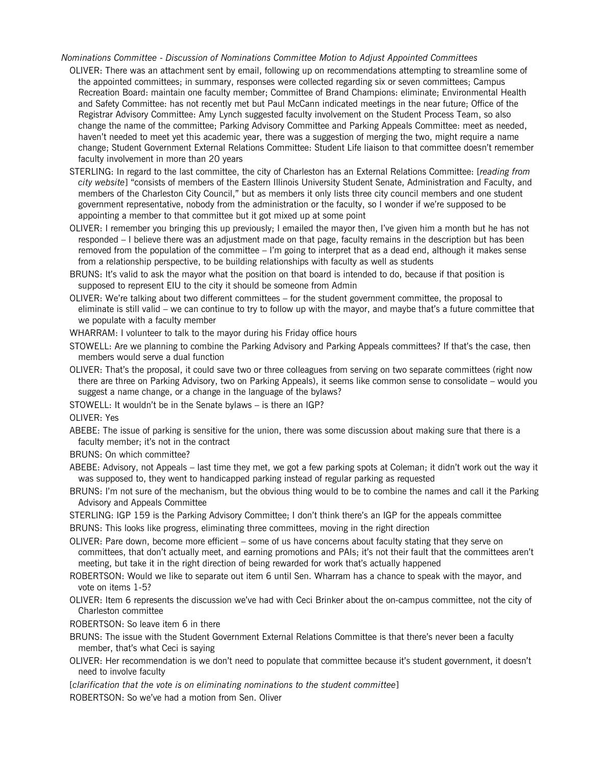*Nominations Committee - Discussion of Nominations Committee Motion to Adjust Appointed Committees*

OLIVER: There was an attachment sent by email, following up on recommendations attempting to streamline some of the appointed committees; in summary, responses were collected regarding six or seven committees; Campus Recreation Board: maintain one faculty member; Committee of Brand Champions: eliminate; Environmental Health and Safety Committee: has not recently met but Paul McCann indicated meetings in the near future; Office of the Registrar Advisory Committee: Amy Lynch suggested faculty involvement on the Student Process Team, so also change the name of the committee; Parking Advisory Committee and Parking Appeals Committee: meet as needed, haven't needed to meet yet this academic year, there was a suggestion of merging the two, might require a name change; Student Government External Relations Committee: Student Life liaison to that committee doesn't remember faculty involvement in more than 20 years

STERLING: In regard to the last committee, the city of Charleston has an External Relations Committee: [*reading from city website*] "consists of members of the Eastern Illinois University Student Senate, Administration and Faculty, and members of the Charleston City Council," but as members it only lists three city council members and one student government representative, nobody from the administration or the faculty, so I wonder if we're supposed to be appointing a member to that committee but it got mixed up at some point

OLIVER: I remember you bringing this up previously; I emailed the mayor then, I've given him a month but he has not responded – I believe there was an adjustment made on that page, faculty remains in the description but has been removed from the population of the committee – I'm going to interpret that as a dead end, although it makes sense from a relationship perspective, to be building relationships with faculty as well as students

BRUNS: It's valid to ask the mayor what the position on that board is intended to do, because if that position is supposed to represent EIU to the city it should be someone from Admin

OLIVER: We're talking about two different committees – for the student government committee, the proposal to eliminate is still valid – we can continue to try to follow up with the mayor, and maybe that's a future committee that we populate with a faculty member

WHARRAM: I volunteer to talk to the mayor during his Friday office hours

STOWELL: Are we planning to combine the Parking Advisory and Parking Appeals committees? If that's the case, then members would serve a dual function

OLIVER: That's the proposal, it could save two or three colleagues from serving on two separate committees (right now there are three on Parking Advisory, two on Parking Appeals), it seems like common sense to consolidate – would you suggest a name change, or a change in the language of the bylaws?

STOWELL: It wouldn't be in the Senate bylaws – is there an IGP?

OLIVER: Yes

ABEBE: The issue of parking is sensitive for the union, there was some discussion about making sure that there is a faculty member; it's not in the contract

BRUNS: On which committee?

ABEBE: Advisory, not Appeals – last time they met, we got a few parking spots at Coleman; it didn't work out the way it was supposed to, they went to handicapped parking instead of regular parking as requested

BRUNS: I'm not sure of the mechanism, but the obvious thing would to be to combine the names and call it the Parking Advisory and Appeals Committee

STERLING: IGP 159 is the Parking Advisory Committee; I don't think there's an IGP for the appeals committee

BRUNS: This looks like progress, eliminating three committees, moving in the right direction

OLIVER: Pare down, become more efficient – some of us have concerns about faculty stating that they serve on committees, that don't actually meet, and earning promotions and PAIs; it's not their fault that the committees aren't meeting, but take it in the right direction of being rewarded for work that's actually happened

ROBERTSON: Would we like to separate out item 6 until Sen. Wharram has a chance to speak with the mayor, and vote on items 1-5?

OLIVER: Item 6 represents the discussion we've had with Ceci Brinker about the on-campus committee, not the city of Charleston committee

ROBERTSON: So leave item 6 in there

BRUNS: The issue with the Student Government External Relations Committee is that there's never been a faculty member, that's what Ceci is saying

OLIVER: Her recommendation is we don't need to populate that committee because it's student government, it doesn't need to involve faculty

[*clarification that the vote is on eliminating nominations to the student committee*]

ROBERTSON: So we've had a motion from Sen. Oliver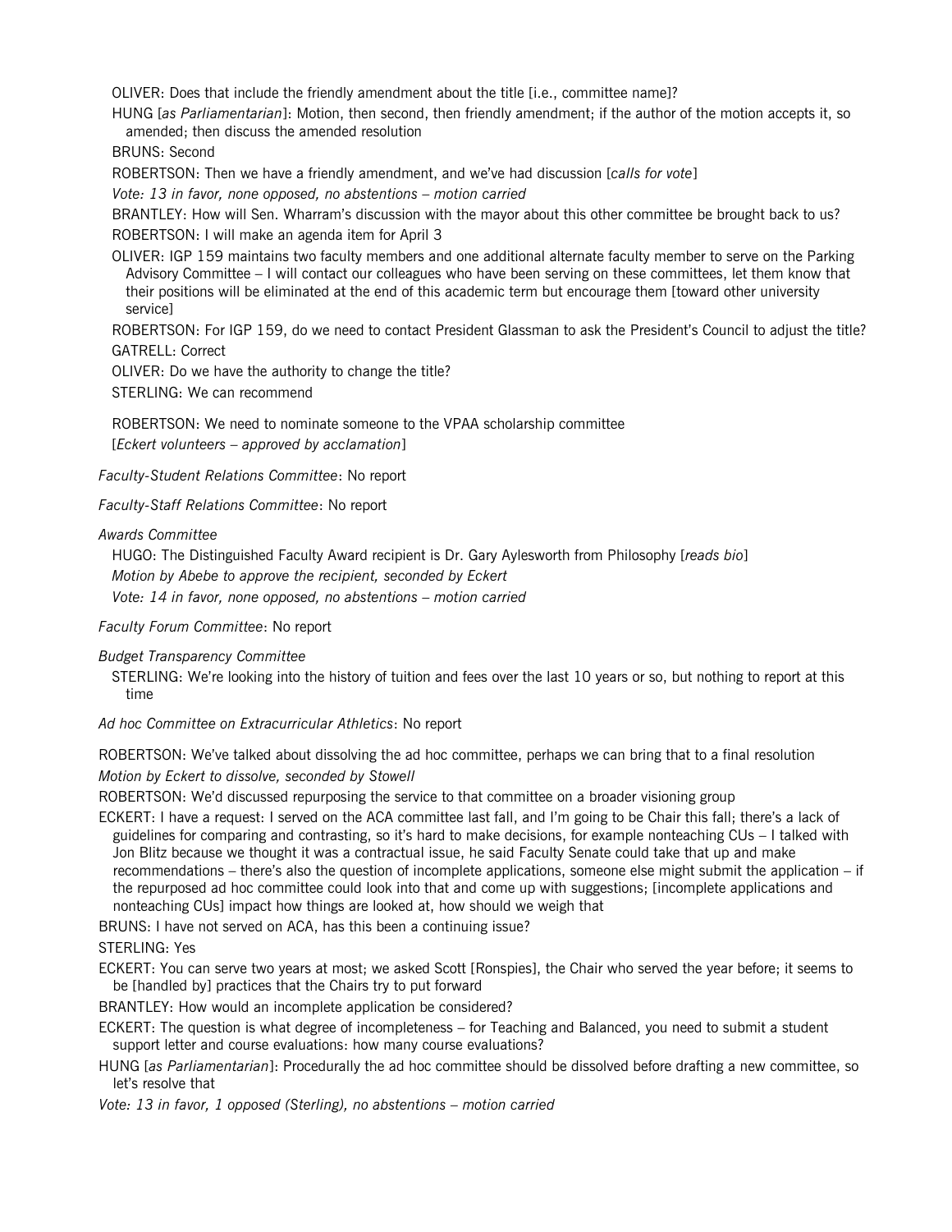OLIVER: Does that include the friendly amendment about the title [i.e., committee name]?

HUNG [*as Parliamentarian*]: Motion, then second, then friendly amendment; if the author of the motion accepts it, so amended; then discuss the amended resolution

BRUNS: Second

ROBERTSON: Then we have a friendly amendment, and we've had discussion [*calls for vote*]

*Vote: 13 in favor, none opposed, no abstentions – motion carried*

BRANTLEY: How will Sen. Wharram's discussion with the mayor about this other committee be brought back to us?

ROBERTSON: I will make an agenda item for April 3

OLIVER: IGP 159 maintains two faculty members and one additional alternate faculty member to serve on the Parking Advisory Committee – I will contact our colleagues who have been serving on these committees, let them know that their positions will be eliminated at the end of this academic term but encourage them [toward other university service]

ROBERTSON: For IGP 159, do we need to contact President Glassman to ask the President's Council to adjust the title?

GATRELL: Correct

OLIVER: Do we have the authority to change the title?

STERLING: We can recommend

ROBERTSON: We need to nominate someone to the VPAA scholarship committee
[*Eckert volunteers – approved by acclamation*]

*Faculty-Student Relations Committee*: No report

*Faculty-Staff Relations Committee*: No report

*Awards Committee*

HUGO: The Distinguished Faculty Award recipient is Dr. Gary Aylesworth from Philosophy [*reads bio*]

*Motion by Abebe to approve the recipient, seconded by Eckert*

*Vote: 14 in favor, none opposed, no abstentions – motion carried*

*Faculty Forum Committee*: No report

*Budget Transparency Committee*

STERLING: We're looking into the history of tuition and fees over the last 10 years or so, but nothing to report at this time

*Ad hoc Committee on Extracurricular Athletics*: No report

ROBERTSON: We've talked about dissolving the ad hoc committee, perhaps we can bring that to a final resolution

*Motion by Eckert to dissolve, seconded by Stowell*

ROBERTSON: We'd discussed repurposing the service to that committee on a broader visioning group

ECKERT: I have a request: I served on the ACA committee last fall, and I'm going to be Chair this fall; there's a lack of guidelines for comparing and contrasting, so it's hard to make decisions, for example nonteaching CUs – I talked with Jon Blitz because we thought it was a contractual issue, he said Faculty Senate could take that up and make recommendations – there's also the question of incomplete applications, someone else might submit the application – if the repurposed ad hoc committee could look into that and come up with suggestions; [incomplete applications and nonteaching CUs] impact how things are looked at, how should we weigh that

BRUNS: I have not served on ACA, has this been a continuing issue?

STERLING: Yes

ECKERT: You can serve two years at most; we asked Scott [Ronspies], the Chair who served the year before; it seems to be [handled by] practices that the Chairs try to put forward

BRANTLEY: How would an incomplete application be considered?

ECKERT: The question is what degree of incompleteness – for Teaching and Balanced, you need to submit a student support letter and course evaluations: how many course evaluations?

HUNG [*as Parliamentarian*]: Procedurally the ad hoc committee should be dissolved before drafting a new committee, so let's resolve that

*Vote: 13 in favor, 1 opposed (Sterling), no abstentions – motion carried*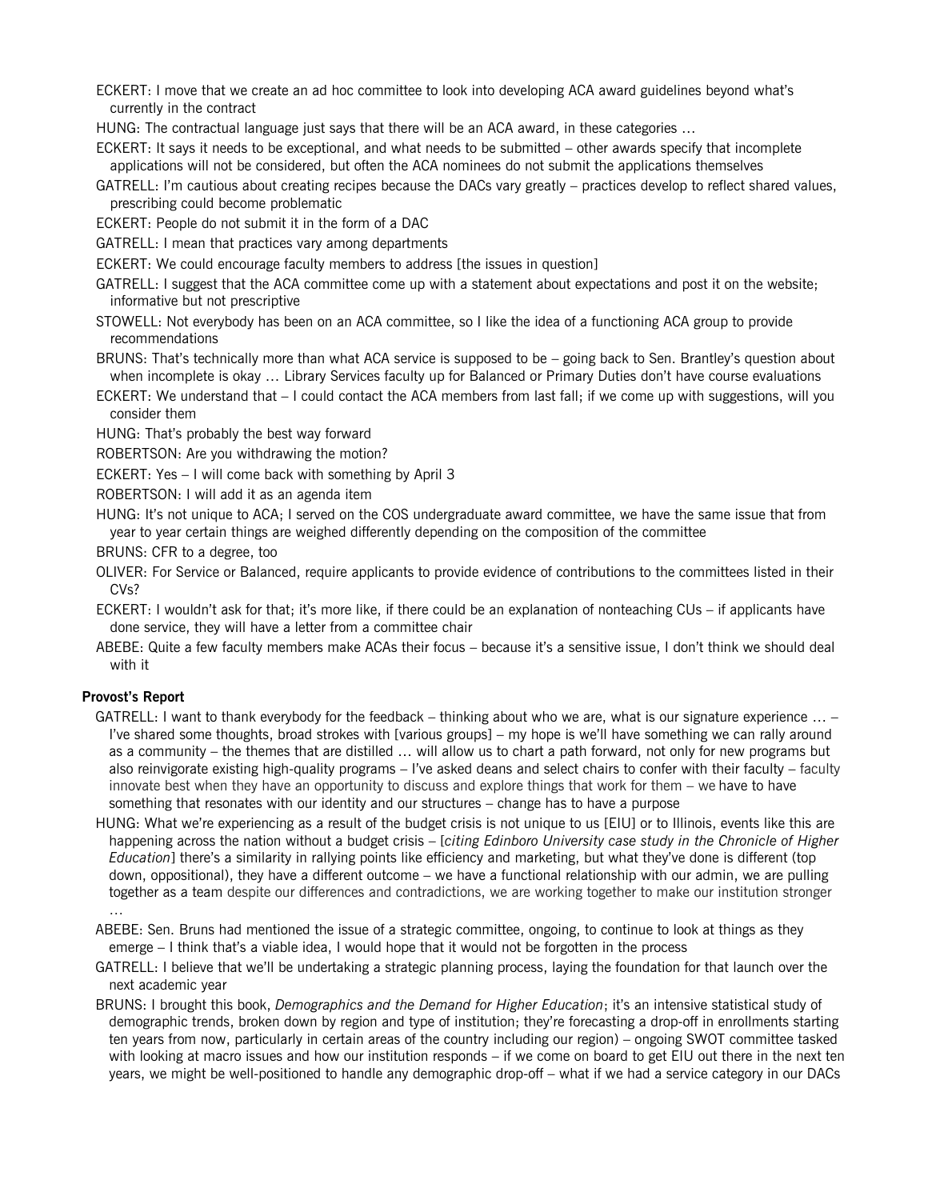ECKERT: I move that we create an ad hoc committee to look into developing ACA award guidelines beyond what's currently in the contract

HUNG: The contractual language just says that there will be an ACA award, in these categories …

ECKERT: It says it needs to be exceptional, and what needs to be submitted – other awards specify that incomplete applications will not be considered, but often the ACA nominees do not submit the applications themselves

GATRELL: I'm cautious about creating recipes because the DACs vary greatly – practices develop to reflect shared values, prescribing could become problematic

ECKERT: People do not submit it in the form of a DAC

GATRELL: I mean that practices vary among departments

ECKERT: We could encourage faculty members to address [the issues in question]

GATRELL: I suggest that the ACA committee come up with a statement about expectations and post it on the website; informative but not prescriptive

STOWELL: Not everybody has been on an ACA committee, so I like the idea of a functioning ACA group to provide recommendations

BRUNS: That's technically more than what ACA service is supposed to be – going back to Sen. Brantley's question about when incomplete is okay … Library Services faculty up for Balanced or Primary Duties don't have course evaluations

ECKERT: We understand that – I could contact the ACA members from last fall; if we come up with suggestions, will you consider them

HUNG: That's probably the best way forward

ROBERTSON: Are you withdrawing the motion?

ECKERT: Yes – I will come back with something by April 3

ROBERTSON: I will add it as an agenda item

HUNG: It's not unique to ACA; I served on the COS undergraduate award committee, we have the same issue that from year to year certain things are weighed differently depending on the composition of the committee

BRUNS: CFR to a degree, too

OLIVER: For Service or Balanced, require applicants to provide evidence of contributions to the committees listed in their CVs?

ECKERT: I wouldn't ask for that; it's more like, if there could be an explanation of nonteaching CUs – if applicants have done service, they will have a letter from a committee chair

ABEBE: Quite a few faculty members make ACAs their focus – because it's a sensitive issue, I don't think we should deal with it

**Provost's Report**

GATRELL: I want to thank everybody for the feedback – thinking about who we are, what is our signature experience … – I've shared some thoughts, broad strokes with [various groups] – my hope is we'll have something we can rally around as a community – the themes that are distilled … will allow us to chart a path forward, not only for new programs but also reinvigorate existing high-quality programs – I've asked deans and select chairs to confer with their faculty – faculty innovate best when they have an opportunity to discuss and explore things that work for them – we have to have something that resonates with our identity and our structures – change has to have a purpose

HUNG: What we're experiencing as a result of the budget crisis is not unique to us [EIU] or to Illinois, events like this are happening across the nation without a budget crisis – [*citing Edinboro University case study in the Chronicle of Higher Education*] there's a similarity in rallying points like efficiency and marketing, but what they've done is different (top down, oppositional), they have a different outcome – we have a functional relationship with our admin, we are pulling together as a team despite our differences and contradictions, we are working together to make our institution stronger …

ABEBE: Sen. Bruns had mentioned the issue of a strategic committee, ongoing, to continue to look at things as they emerge – I think that's a viable idea, I would hope that it would not be forgotten in the process

GATRELL: I believe that we'll be undertaking a strategic planning process, laying the foundation for that launch over the next academic year

BRUNS: I brought this book, *Demographics and the Demand for Higher Education*; it's an intensive statistical study of demographic trends, broken down by region and type of institution; they're forecasting a drop-off in enrollments starting ten years from now, particularly in certain areas of the country including our region) – ongoing SWOT committee tasked with looking at macro issues and how our institution responds – if we come on board to get EIU out there in the next ten years, we might be well-positioned to handle any demographic drop-off – what if we had a service category in our DACs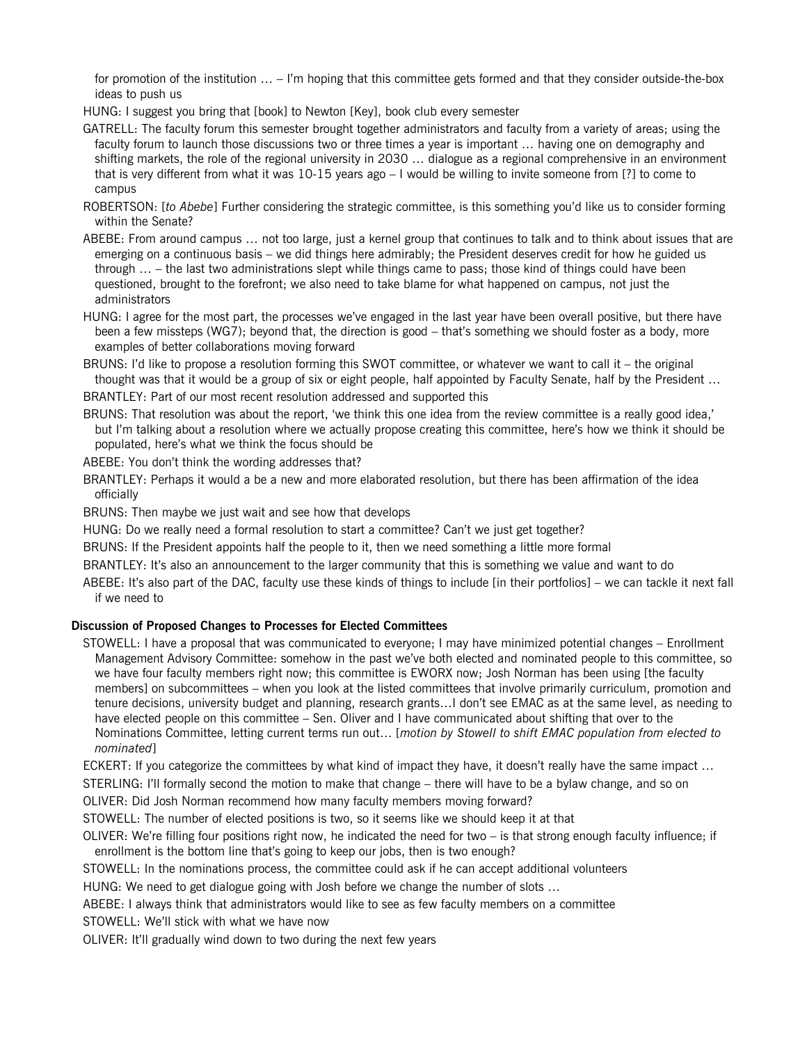for promotion of the institution … – I'm hoping that this committee gets formed and that they consider outside-the-box ideas to push us

HUNG: I suggest you bring that [book] to Newton [Key], book club every semester

GATRELL: The faculty forum this semester brought together administrators and faculty from a variety of areas; using the faculty forum to launch those discussions two or three times a year is important … having one on demography and shifting markets, the role of the regional university in 2030 … dialogue as a regional comprehensive in an environment that is very different from what it was 10-15 years ago – I would be willing to invite someone from [?] to come to campus

ROBERTSON: [*to Abebe*] Further considering the strategic committee, is this something you'd like us to consider forming within the Senate?

ABEBE: From around campus … not too large, just a kernel group that continues to talk and to think about issues that are emerging on a continuous basis – we did things here admirably; the President deserves credit for how he guided us through … – the last two administrations slept while things came to pass; those kind of things could have been questioned, brought to the forefront; we also need to take blame for what happened on campus, not just the administrators

HUNG: I agree for the most part, the processes we've engaged in the last year have been overall positive, but there have been a few missteps (WG7); beyond that, the direction is good – that's something we should foster as a body, more examples of better collaborations moving forward

BRUNS: I'd like to propose a resolution forming this SWOT committee, or whatever we want to call it – the original thought was that it would be a group of six or eight people, half appointed by Faculty Senate, half by the President …

BRANTLEY: Part of our most recent resolution addressed and supported this

BRUNS: That resolution was about the report, 'we think this one idea from the review committee is a really good idea,' but I'm talking about a resolution where we actually propose creating this committee, here's how we think it should be populated, here's what we think the focus should be

ABEBE: You don't think the wording addresses that?

BRANTLEY: Perhaps it would a be a new and more elaborated resolution, but there has been affirmation of the idea officially

BRUNS: Then maybe we just wait and see how that develops

HUNG: Do we really need a formal resolution to start a committee? Can't we just get together?

BRUNS: If the President appoints half the people to it, then we need something a little more formal

BRANTLEY: It's also an announcement to the larger community that this is something we value and want to do

ABEBE: It's also part of the DAC, faculty use these kinds of things to include [in their portfolios] – we can tackle it next fall if we need to

**Discussion of Proposed Changes to Processes for Elected Committees**

STOWELL: I have a proposal that was communicated to everyone; I may have minimized potential changes – Enrollment Management Advisory Committee: somehow in the past we've both elected and nominated people to this committee, so we have four faculty members right now; this committee is EWORX now; Josh Norman has been using [the faculty members] on subcommittees – when you look at the listed committees that involve primarily curriculum, promotion and tenure decisions, university budget and planning, research grants…I don't see EMAC as at the same level, as needing to have elected people on this committee – Sen. Oliver and I have communicated about shifting that over to the Nominations Committee, letting current terms run out… [*motion by Stowell to shift EMAC population from elected to nominated*]

ECKERT: If you categorize the committees by what kind of impact they have, it doesn't really have the same impact …

STERLING: I'll formally second the motion to make that change – there will have to be a bylaw change, and so on

OLIVER: Did Josh Norman recommend how many faculty members moving forward?

STOWELL: The number of elected positions is two, so it seems like we should keep it at that

OLIVER: We're filling four positions right now, he indicated the need for two – is that strong enough faculty influence; if enrollment is the bottom line that's going to keep our jobs, then is two enough?

STOWELL: In the nominations process, the committee could ask if he can accept additional volunteers

HUNG: We need to get dialogue going with Josh before we change the number of slots …

ABEBE: I always think that administrators would like to see as few faculty members on a committee

STOWELL: We'll stick with what we have now

OLIVER: It'll gradually wind down to two during the next few years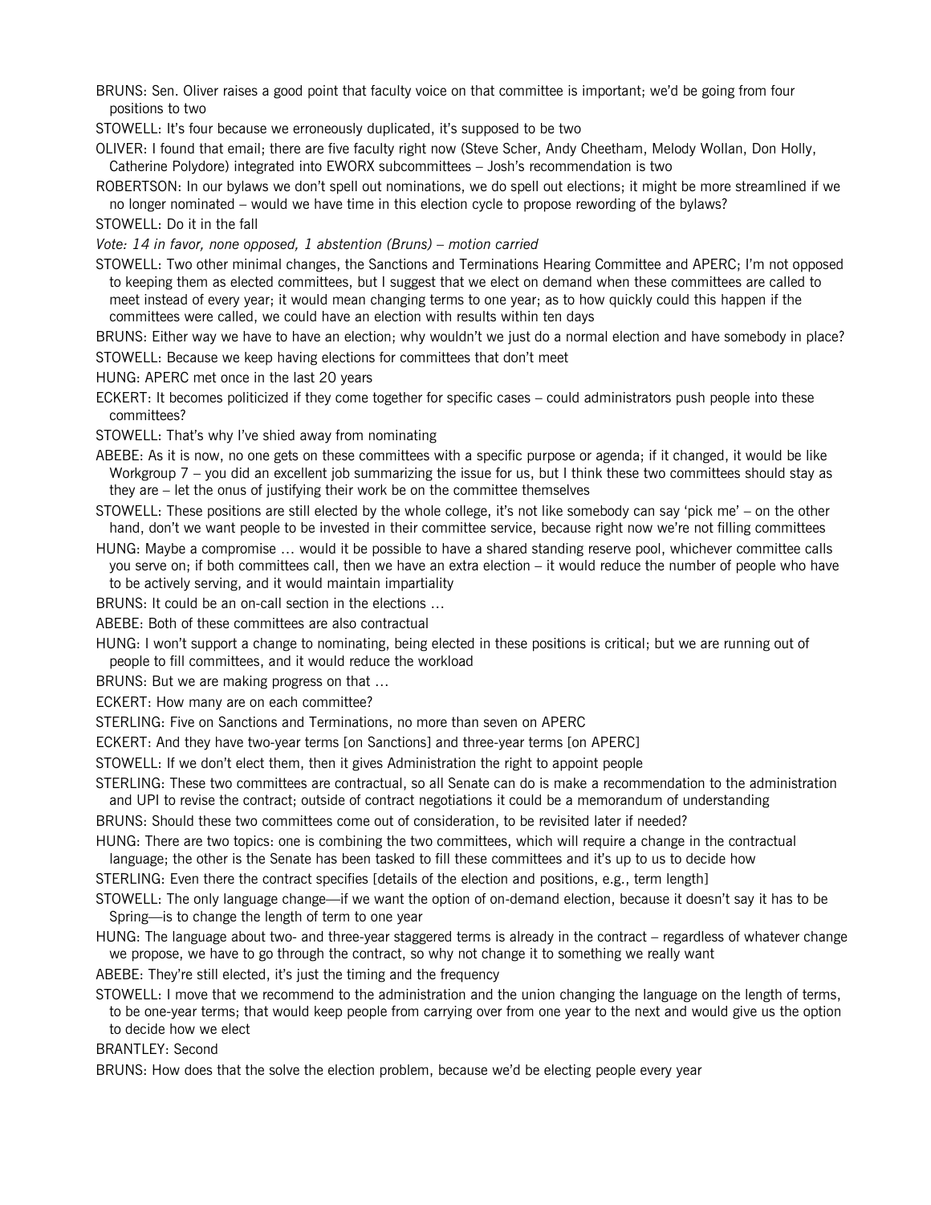BRUNS: Sen. Oliver raises a good point that faculty voice on that committee is important; we'd be going from four positions to two

STOWELL: It's four because we erroneously duplicated, it's supposed to be two

OLIVER: I found that email; there are five faculty right now (Steve Scher, Andy Cheetham, Melody Wollan, Don Holly, Catherine Polydore) integrated into EWORX subcommittees – Josh's recommendation is two

ROBERTSON: In our bylaws we don't spell out nominations, we do spell out elections; it might be more streamlined if we no longer nominated – would we have time in this election cycle to propose rewording of the bylaws?

STOWELL: Do it in the fall

*Vote: 14 in favor, none opposed, 1 abstention (Bruns) – motion carried*

STOWELL: Two other minimal changes, the Sanctions and Terminations Hearing Committee and APERC; I'm not opposed to keeping them as elected committees, but I suggest that we elect on demand when these committees are called to meet instead of every year; it would mean changing terms to one year; as to how quickly could this happen if the committees were called, we could have an election with results within ten days

BRUNS: Either way we have to have an election; why wouldn't we just do a normal election and have somebody in place?

STOWELL: Because we keep having elections for committees that don't meet

HUNG: APERC met once in the last 20 years

ECKERT: It becomes politicized if they come together for specific cases – could administrators push people into these committees?

STOWELL: That's why I've shied away from nominating

ABEBE: As it is now, no one gets on these committees with a specific purpose or agenda; if it changed, it would be like Workgroup 7 – you did an excellent job summarizing the issue for us, but I think these two committees should stay as they are – let the onus of justifying their work be on the committee themselves

STOWELL: These positions are still elected by the whole college, it's not like somebody can say 'pick me' – on the other hand, don't we want people to be invested in their committee service, because right now we're not filling committees

HUNG: Maybe a compromise … would it be possible to have a shared standing reserve pool, whichever committee calls you serve on; if both committees call, then we have an extra election – it would reduce the number of people who have to be actively serving, and it would maintain impartiality

BRUNS: It could be an on-call section in the elections …

ABEBE: Both of these committees are also contractual

HUNG: I won't support a change to nominating, being elected in these positions is critical; but we are running out of people to fill committees, and it would reduce the workload

BRUNS: But we are making progress on that …

ECKERT: How many are on each committee?

STERLING: Five on Sanctions and Terminations, no more than seven on APERC

ECKERT: And they have two-year terms [on Sanctions] and three-year terms [on APERC]

STOWELL: If we don't elect them, then it gives Administration the right to appoint people

STERLING: These two committees are contractual, so all Senate can do is make a recommendation to the administration and UPI to revise the contract; outside of contract negotiations it could be a memorandum of understanding

BRUNS: Should these two committees come out of consideration, to be revisited later if needed?

HUNG: There are two topics: one is combining the two committees, which will require a change in the contractual language; the other is the Senate has been tasked to fill these committees and it's up to us to decide how

STERLING: Even there the contract specifies [details of the election and positions, e.g., term length]

STOWELL: The only language change—if we want the option of on-demand election, because it doesn't say it has to be Spring—is to change the length of term to one year

HUNG: The language about two- and three-year staggered terms is already in the contract – regardless of whatever change we propose, we have to go through the contract, so why not change it to something we really want

ABEBE: They're still elected, it's just the timing and the frequency

STOWELL: I move that we recommend to the administration and the union changing the language on the length of terms, to be one-year terms; that would keep people from carrying over from one year to the next and would give us the option to decide how we elect

BRANTLEY: Second

BRUNS: How does that the solve the election problem, because we'd be electing people every year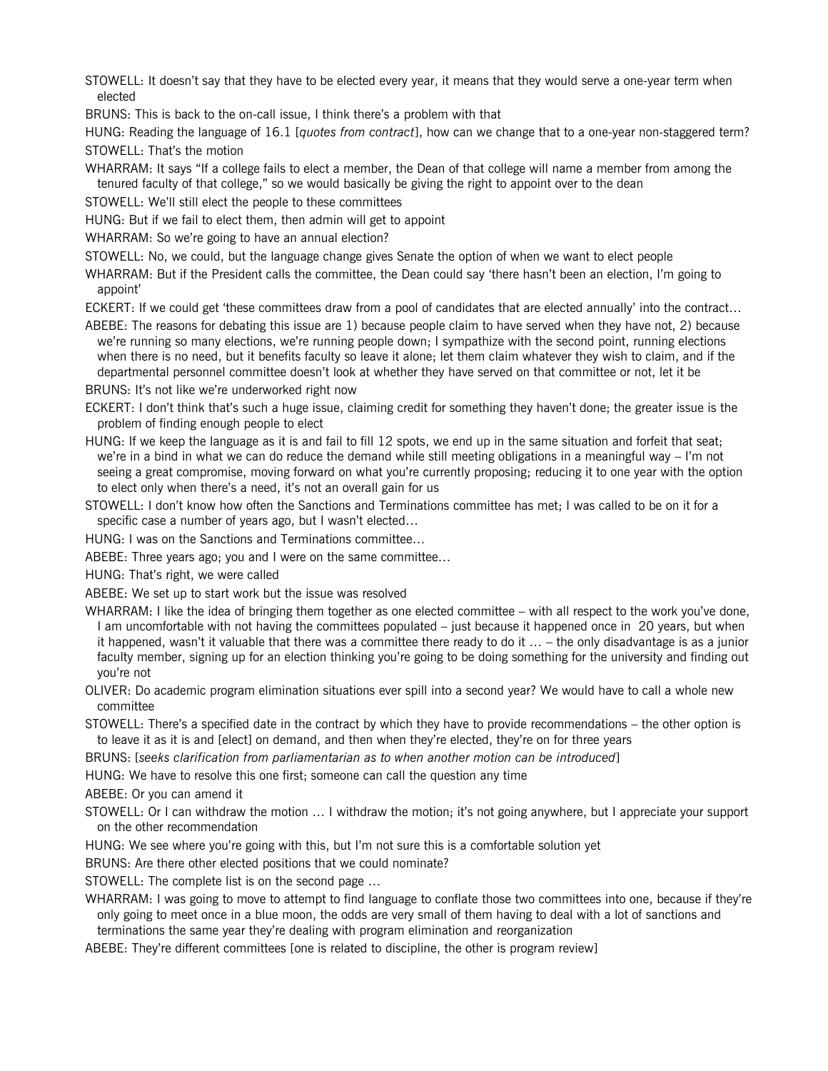STOWELL: It doesn't say that they have to be elected every year, it means that they would serve a one-year term when elected

BRUNS: This is back to the on-call issue, I think there's a problem with that

HUNG: Reading the language of 16.1 [*quotes from contract*], how can we change that to a one-year non-staggered term?

STOWELL: That's the motion

WHARRAM: It says "If a college fails to elect a member, the Dean of that college will name a member from among the tenured faculty of that college," so we would basically be giving the right to appoint over to the dean

STOWELL: We'll still elect the people to these committees

HUNG: But if we fail to elect them, then admin will get to appoint

WHARRAM: So we're going to have an annual election?

STOWELL: No, we could, but the language change gives Senate the option of when we want to elect people

WHARRAM: But if the President calls the committee, the Dean could say 'there hasn't been an election, I'm going to appoint'

ECKERT: If we could get 'these committees draw from a pool of candidates that are elected annually' into the contract…

ABEBE: The reasons for debating this issue are 1) because people claim to have served when they have not, 2) because we're running so many elections, we're running people down; I sympathize with the second point, running elections when there is no need, but it benefits faculty so leave it alone; let them claim whatever they wish to claim, and if the departmental personnel committee doesn't look at whether they have served on that committee or not, let it be

BRUNS: It's not like we're underworked right now

ECKERT: I don't think that's such a huge issue, claiming credit for something they haven't done; the greater issue is the problem of finding enough people to elect

HUNG: If we keep the language as it is and fail to fill 12 spots, we end up in the same situation and forfeit that seat; we're in a bind in what we can do reduce the demand while still meeting obligations in a meaningful way – I'm not seeing a great compromise, moving forward on what you're currently proposing; reducing it to one year with the option to elect only when there's a need, it's not an overall gain for us

STOWELL: I don't know how often the Sanctions and Terminations committee has met; I was called to be on it for a specific case a number of years ago, but I wasn't elected…

HUNG: I was on the Sanctions and Terminations committee…

ABEBE: Three years ago; you and I were on the same committee…

HUNG: That's right, we were called

ABEBE: We set up to start work but the issue was resolved

WHARRAM: I like the idea of bringing them together as one elected committee – with all respect to the work you've done, I am uncomfortable with not having the committees populated – just because it happened once in 20 years, but when it happened, wasn't it valuable that there was a committee there ready to do it … – the only disadvantage is as a junior faculty member, signing up for an election thinking you're going to be doing something for the university and finding out you're not

OLIVER: Do academic program elimination situations ever spill into a second year? We would have to call a whole new committee

STOWELL: There's a specified date in the contract by which they have to provide recommendations – the other option is to leave it as it is and [elect] on demand, and then when they're elected, they're on for three years

BRUNS: [*seeks clarification from parliamentarian as to when another motion can be introduced*]

HUNG: We have to resolve this one first; someone can call the question any time

ABEBE: Or you can amend it

STOWELL: Or I can withdraw the motion … I withdraw the motion; it's not going anywhere, but I appreciate your support on the other recommendation

HUNG: We see where you're going with this, but I'm not sure this is a comfortable solution yet

BRUNS: Are there other elected positions that we could nominate?

STOWELL: The complete list is on the second page …

WHARRAM: I was going to move to attempt to find language to conflate those two committees into one, because if they're only going to meet once in a blue moon, the odds are very small of them having to deal with a lot of sanctions and terminations the same year they're dealing with program elimination and reorganization

ABEBE: They're different committees [one is related to discipline, the other is program review]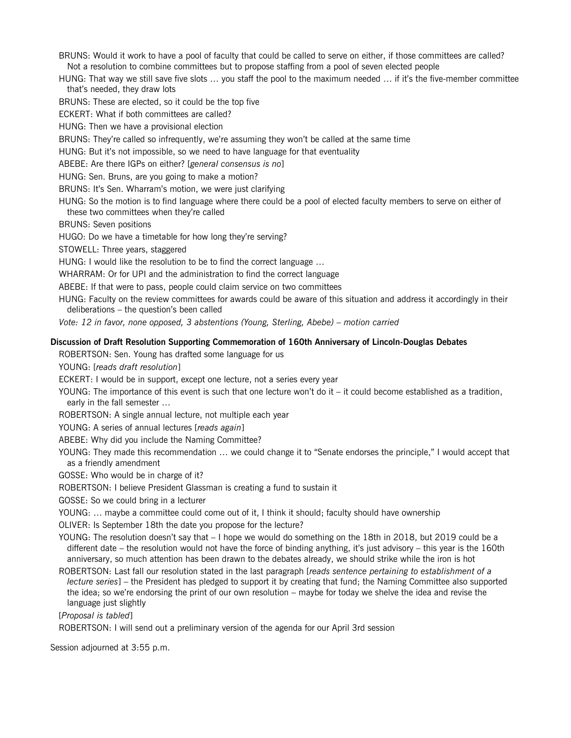BRUNS: Would it work to have a pool of faculty that could be called to serve on either, if those committees are called? Not a resolution to combine committees but to propose staffing from a pool of seven elected people

HUNG: That way we still save five slots … you staff the pool to the maximum needed … if it's the five-member committee that's needed, they draw lots

BRUNS: These are elected, so it could be the top five

ECKERT: What if both committees are called?

HUNG: Then we have a provisional election

BRUNS: They're called so infrequently, we're assuming they won't be called at the same time

HUNG: But it's not impossible, so we need to have language for that eventuality

ABEBE: Are there IGPs on either? [*general consensus is no*]

HUNG: Sen. Bruns, are you going to make a motion?

BRUNS: It's Sen. Wharram's motion, we were just clarifying

HUNG: So the motion is to find language where there could be a pool of elected faculty members to serve on either of these two committees when they're called

BRUNS: Seven positions

HUGO: Do we have a timetable for how long they're serving?

STOWELL: Three years, staggered

HUNG: I would like the resolution to be to find the correct language …

WHARRAM: Or for UPI and the administration to find the correct language

ABEBE: If that were to pass, people could claim service on two committees

HUNG: Faculty on the review committees for awards could be aware of this situation and address it accordingly in their deliberations – the question's been called

*Vote: 12 in favor, none opposed, 3 abstentions (Young, Sterling, Abebe) – motion carried*

**Discussion of Draft Resolution Supporting Commemoration of 160th Anniversary of Lincoln-Douglas Debates**

ROBERTSON: Sen. Young has drafted some language for us

YOUNG: [*reads draft resolution*]

ECKERT: I would be in support, except one lecture, not a series every year

YOUNG: The importance of this event is such that one lecture won't do it – it could become established as a tradition, early in the fall semester …

ROBERTSON: A single annual lecture, not multiple each year

YOUNG: A series of annual lectures [*reads again*]

ABEBE: Why did you include the Naming Committee?

YOUNG: They made this recommendation … we could change it to "Senate endorses the principle," I would accept that as a friendly amendment

GOSSE: Who would be in charge of it?

ROBERTSON: I believe President Glassman is creating a fund to sustain it

GOSSE: So we could bring in a lecturer

YOUNG: … maybe a committee could come out of it, I think it should; faculty should have ownership

OLIVER: Is September 18th the date you propose for the lecture?

YOUNG: The resolution doesn't say that – I hope we would do something on the 18th in 2018, but 2019 could be a different date – the resolution would not have the force of binding anything, it's just advisory – this year is the 160th anniversary, so much attention has been drawn to the debates already, we should strike while the iron is hot

ROBERTSON: Last fall our resolution stated in the last paragraph [*reads sentence pertaining to establishment of a lecture series*] – the President has pledged to support it by creating that fund; the Naming Committee also supported the idea; so we're endorsing the print of our own resolution – maybe for today we shelve the idea and revise the language just slightly

[*Proposal is tabled*]

ROBERTSON: I will send out a preliminary version of the agenda for our April 3rd session

Session adjourned at 3:55 p.m.